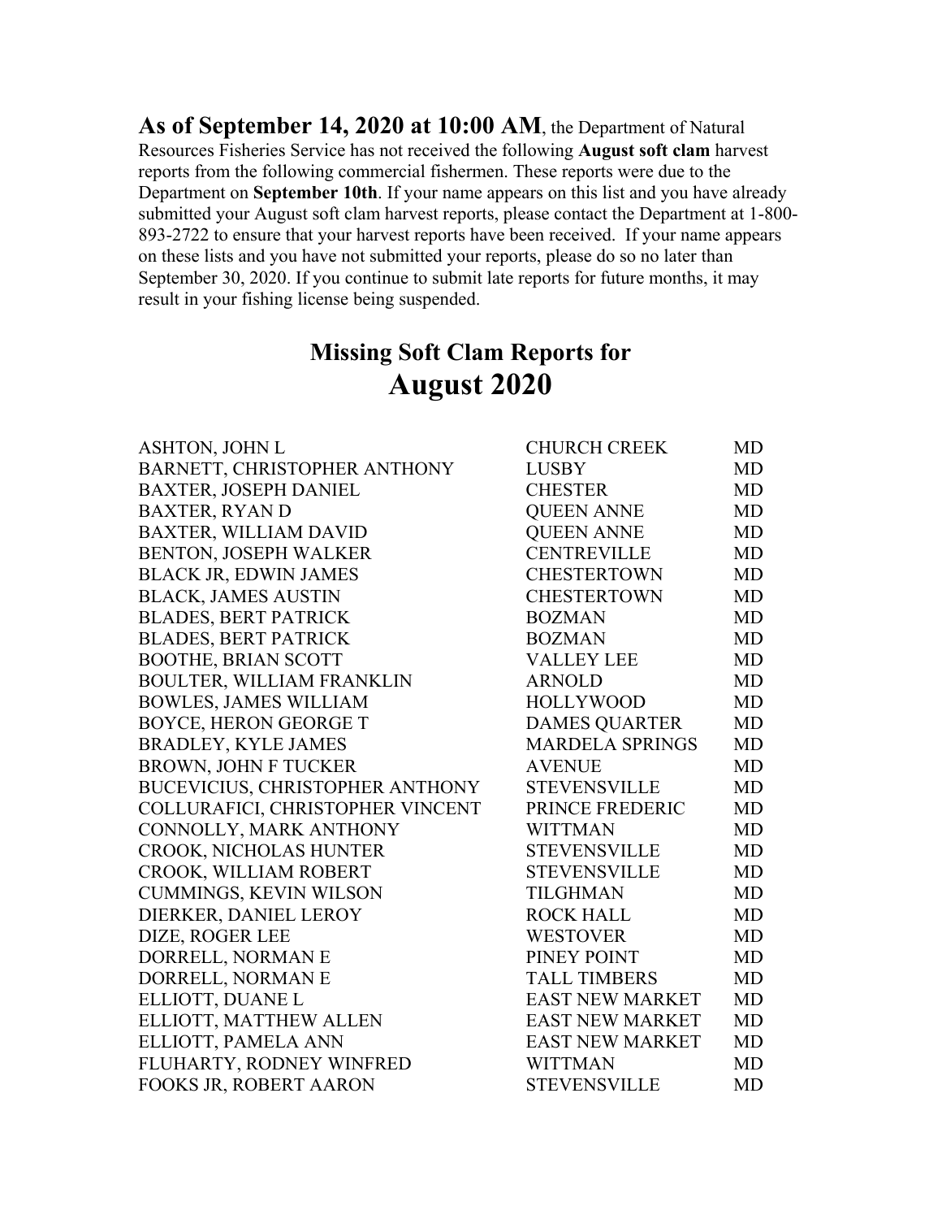**As of September 14, 2020 at 10:00 AM**, the Department of Natural Resources Fisheries Service has not received the following **August soft clam** harvest reports from the following commercial fishermen. These reports were due to the Department on **September 10th**. If your name appears on this list and you have already submitted your August soft clam harvest reports, please contact the Department at 1-800-893-2722 to ensure that your harvest reports have been received. If your name appears on these lists and you have not submitted your reports, please do so no later than September 30, 2020. If you continue to submit late reports for future months, it may result in your fishing license being suspended.

## Missing Soft Clam Reports for
# August 2020

| | | |
|---|---|---|
| ASHTON, JOHN L | CHURCH CREEK | MD |
| BARNETT, CHRISTOPHER ANTHONY | LUSBY | MD |
| BAXTER, JOSEPH DANIEL | CHESTER | MD |
| BAXTER, RYAN D | QUEEN ANNE | MD |
| BAXTER, WILLIAM DAVID | QUEEN ANNE | MD |
| BENTON, JOSEPH WALKER | CENTREVILLE | MD |
| BLACK JR, EDWIN JAMES | CHESTERTOWN | MD |
| BLACK, JAMES AUSTIN | CHESTERTOWN | MD |
| BLADES, BERT PATRICK | BOZMAN | MD |
| BLADES, BERT PATRICK | BOZMAN | MD |
| BOOTHE, BRIAN SCOTT | VALLEY LEE | MD |
| BOULTER, WILLIAM FRANKLIN | ARNOLD | MD |
| BOWLES, JAMES WILLIAM | HOLLYWOOD | MD |
| BOYCE, HERON GEORGE T | DAMES QUARTER | MD |
| BRADLEY, KYLE JAMES | MARDELA SPRINGS | MD |
| BROWN, JOHN F TUCKER | AVENUE | MD |
| BUCEVICIUS, CHRISTOPHER ANTHONY | STEVENSVILLE | MD |
| COLLURAFICI, CHRISTOPHER VINCENT | PRINCE FREDERIC | MD |
| CONNOLLY, MARK ANTHONY | WITTMAN | MD |
| CROOK, NICHOLAS HUNTER | STEVENSVILLE | MD |
| CROOK, WILLIAM ROBERT | STEVENSVILLE | MD |
| CUMMINGS, KEVIN WILSON | TILGHMAN | MD |
| DIERKER, DANIEL LEROY | ROCK HALL | MD |
| DIZE, ROGER LEE | WESTOVER | MD |
| DORRELL, NORMAN E | PINEY POINT | MD |
| DORRELL, NORMAN E | TALL TIMBERS | MD |
| ELLIOTT, DUANE L | EAST NEW MARKET | MD |
| ELLIOTT, MATTHEW ALLEN | EAST NEW MARKET | MD |
| ELLIOTT, PAMELA ANN | EAST NEW MARKET | MD |
| FLUHARTY, RODNEY WINFRED | WITTMAN | MD |
| FOOKS JR, ROBERT AARON | STEVENSVILLE | MD |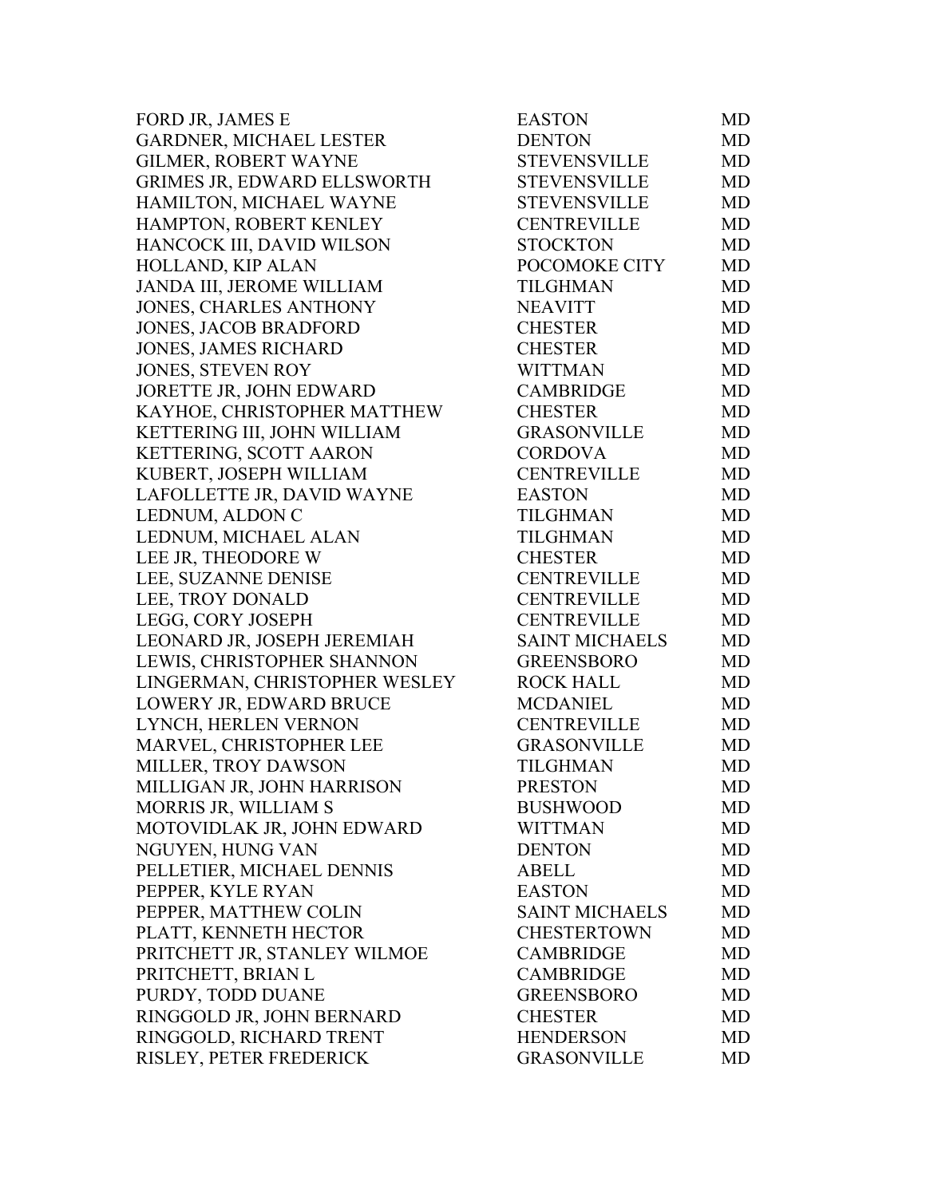| | | |
|---|---|---|
| FORD JR, JAMES E | EASTON | MD |
| GARDNER, MICHAEL LESTER | DENTON | MD |
| GILMER, ROBERT WAYNE | STEVENSVILLE | MD |
| GRIMES JR, EDWARD ELLSWORTH | STEVENSVILLE | MD |
| HAMILTON, MICHAEL WAYNE | STEVENSVILLE | MD |
| HAMPTON, ROBERT KENLEY | CENTREVILLE | MD |
| HANCOCK III, DAVID WILSON | STOCKTON | MD |
| HOLLAND, KIP ALAN | POCOMOKE CITY | MD |
| JANDA III, JEROME WILLIAM | TILGHMAN | MD |
| JONES, CHARLES ANTHONY | NEAVITT | MD |
| JONES, JACOB BRADFORD | CHESTER | MD |
| JONES, JAMES RICHARD | CHESTER | MD |
| JONES, STEVEN ROY | WITTMAN | MD |
| JORETTE JR, JOHN EDWARD | CAMBRIDGE | MD |
| KAYHOE, CHRISTOPHER MATTHEW | CHESTER | MD |
| KETTERING III, JOHN WILLIAM | GRASONVILLE | MD |
| KETTERING, SCOTT AARON | CORDOVA | MD |
| KUBERT, JOSEPH WILLIAM | CENTREVILLE | MD |
| LAFOLLETTE JR, DAVID WAYNE | EASTON | MD |
| LEDNUM, ALDON C | TILGHMAN | MD |
| LEDNUM, MICHAEL ALAN | TILGHMAN | MD |
| LEE JR, THEODORE W | CHESTER | MD |
| LEE, SUZANNE DENISE | CENTREVILLE | MD |
| LEE, TROY DONALD | CENTREVILLE | MD |
| LEGG, CORY JOSEPH | CENTREVILLE | MD |
| LEONARD JR, JOSEPH JEREMIAH | SAINT MICHAELS | MD |
| LEWIS, CHRISTOPHER SHANNON | GREENSBORO | MD |
| LINGERMAN, CHRISTOPHER WESLEY | ROCK HALL | MD |
| LOWERY JR, EDWARD BRUCE | MCDANIEL | MD |
| LYNCH, HERLEN VERNON | CENTREVILLE | MD |
| MARVEL, CHRISTOPHER LEE | GRASONVILLE | MD |
| MILLER, TROY DAWSON | TILGHMAN | MD |
| MILLIGAN JR, JOHN HARRISON | PRESTON | MD |
| MORRIS JR, WILLIAM S | BUSHWOOD | MD |
| MOTOVIDLAK JR, JOHN EDWARD | WITTMAN | MD |
| NGUYEN, HUNG VAN | DENTON | MD |
| PELLETIER, MICHAEL DENNIS | ABELL | MD |
| PEPPER, KYLE RYAN | EASTON | MD |
| PEPPER, MATTHEW COLIN | SAINT MICHAELS | MD |
| PLATT, KENNETH HECTOR | CHESTERTOWN | MD |
| PRITCHETT JR, STANLEY WILMOE | CAMBRIDGE | MD |
| PRITCHETT, BRIAN L | CAMBRIDGE | MD |
| PURDY, TODD DUANE | GREENSBORO | MD |
| RINGGOLD JR, JOHN BERNARD | CHESTER | MD |
| RINGGOLD, RICHARD TRENT | HENDERSON | MD |
| RISLEY, PETER FREDERICK | GRASONVILLE | MD |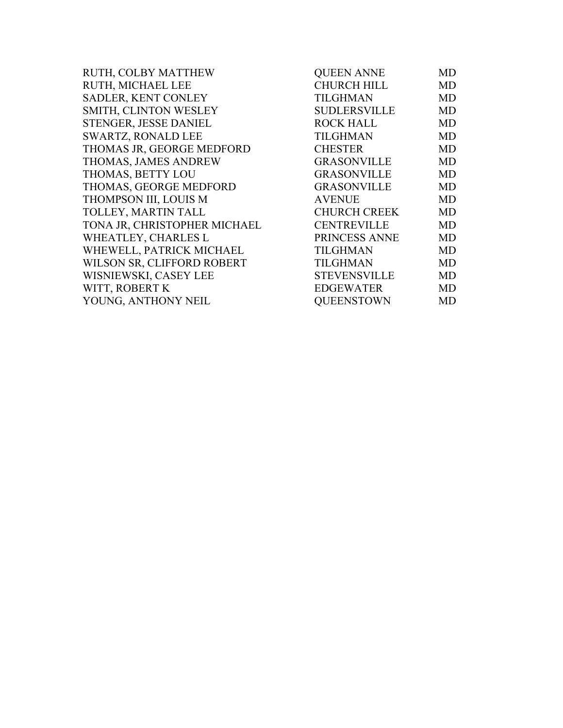| | | |
|---|---|---|
| RUTH, COLBY MATTHEW | QUEEN ANNE | MD |
| RUTH, MICHAEL LEE | CHURCH HILL | MD |
| SADLER, KENT CONLEY | TILGHMAN | MD |
| SMITH, CLINTON WESLEY | SUDLERSVILLE | MD |
| STENGER, JESSE DANIEL | ROCK HALL | MD |
| SWARTZ, RONALD LEE | TILGHMAN | MD |
| THOMAS JR, GEORGE MEDFORD | CHESTER | MD |
| THOMAS, JAMES ANDREW | GRASONVILLE | MD |
| THOMAS, BETTY LOU | GRASONVILLE | MD |
| THOMAS, GEORGE MEDFORD | GRASONVILLE | MD |
| THOMPSON III, LOUIS M | AVENUE | MD |
| TOLLEY, MARTIN TALL | CHURCH CREEK | MD |
| TONA JR, CHRISTOPHER MICHAEL | CENTREVILLE | MD |
| WHEATLEY, CHARLES L | PRINCESS ANNE | MD |
| WHEWELL, PATRICK MICHAEL | TILGHMAN | MD |
| WILSON SR, CLIFFORD ROBERT | TILGHMAN | MD |
| WISNIEWSKI, CASEY LEE | STEVENSVILLE | MD |
| WITT, ROBERT K | EDGEWATER | MD |
| YOUNG, ANTHONY NEIL | QUEENSTOWN | MD |